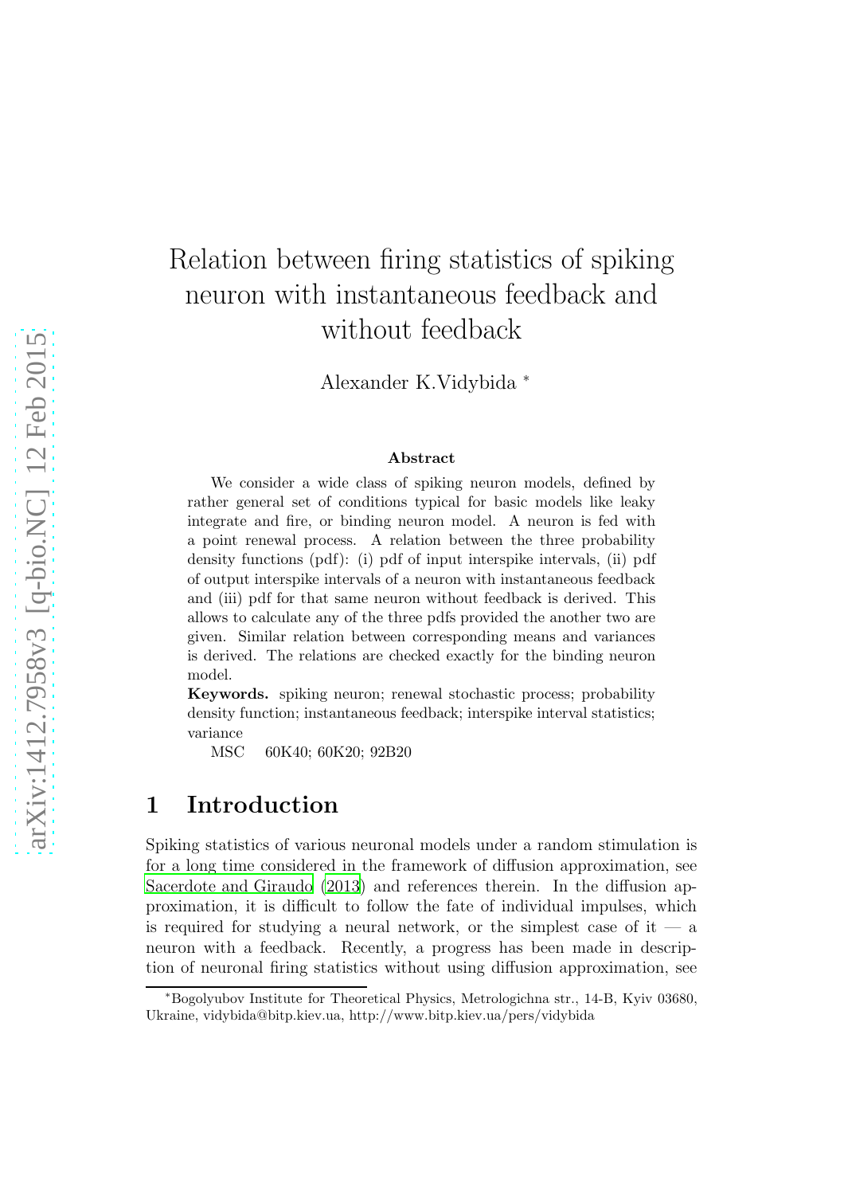# Relation between firing statistics of spiking neuron with instantaneous feedback and without feedback

Alexander K.Vidybida *

### Abstract

We consider a wide class of spiking neuron models, defined by rather general set of conditions typical for basic models like leaky integrate and fire, or binding neuron model. A neuron is fed with a point renewal process. A relation between the three probability density functions (pdf): (i) pdf of input interspike intervals, (ii) pdf of output interspike intervals of a neuron with instantaneous feedback and (iii) pdf for that same neuron without feedback is derived. This allows to calculate any of the three pdfs provided the another two are given. Similar relation between corresponding means and variances is derived. The relations are checked exactly for the binding neuron model.

**Keywords.** spiking neuron; renewal stochastic process; probability density function; instantaneous feedback; interspike interval statistics; variance

MSC 60K40; 60K20; 92B20

## 1 Introduction

Spiking statistics of various neuronal models under a random stimulation is for a long time considered in the framework of diffusion approximation, see Sacerdote and Giraudo (2013) and references therein. In the diffusion approximation, it is difficult to follow the fate of individual impulses, which is required for studying a neural network, or the simplest case of it — a neuron with a feedback. Recently, a progress has been made in description of neuronal firing statistics without using diffusion approximation, see

---

*Bogolyubov Institute for Theoretical Physics, Metrologichna str., 14-B, Kyiv 03680, Ukraine, vidybida@bitp.kiev.ua, http://www.bitp.kiev.ua/pers/vidybida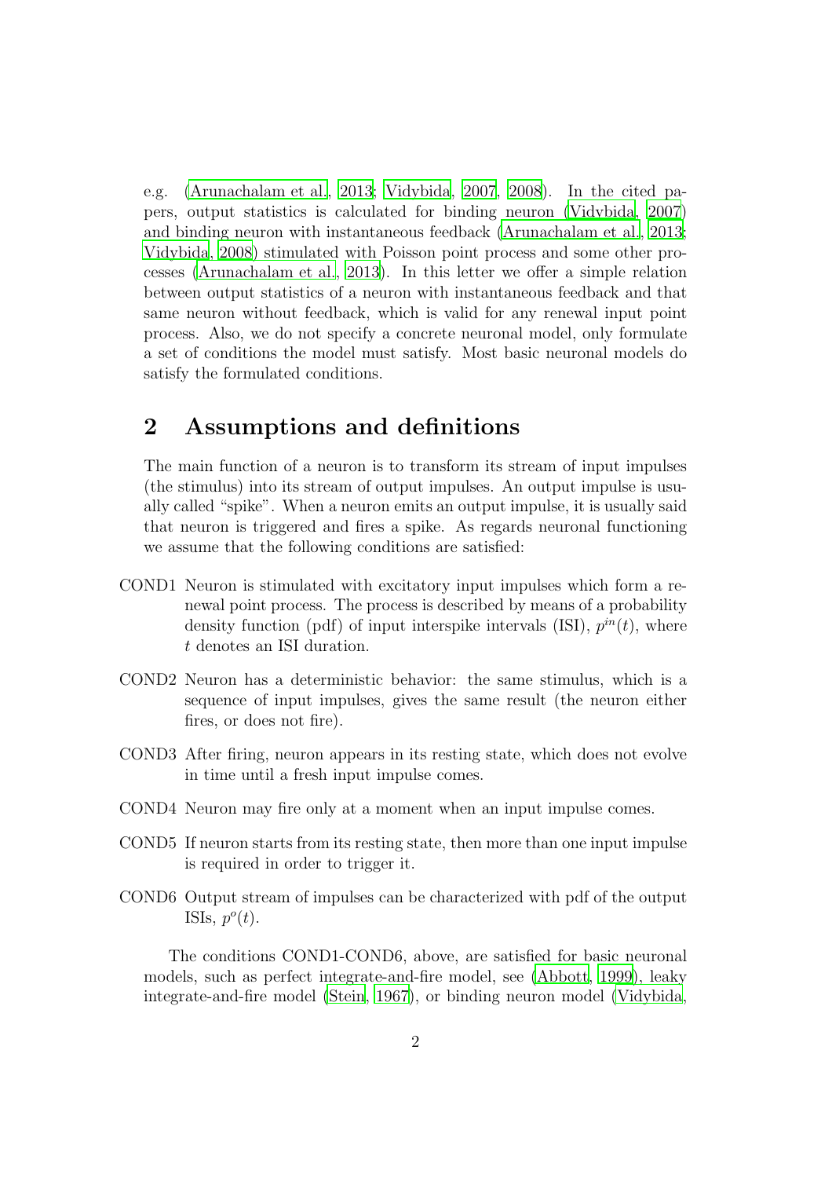e.g. (Arunachalam et al., 2013; Vidybida, 2007, 2008). In the cited papers, output statistics is calculated for binding neuron (Vidybida, 2007) and binding neuron with instantaneous feedback (Arunachalam et al., 2013; Vidybida, 2008) stimulated with Poisson point process and some other processes (Arunachalam et al., 2013). In this letter we offer a simple relation between output statistics of a neuron with instantaneous feedback and that same neuron without feedback, which is valid for any renewal input point process. Also, we do not specify a concrete neuronal model, only formulate a set of conditions the model must satisfy. Most basic neuronal models do satisfy the formulated conditions.

## 2 Assumptions and definitions

The main function of a neuron is to transform its stream of input impulses (the stimulus) into its stream of output impulses. An output impulse is usually called "spike". When a neuron emits an output impulse, it is usually said that neuron is triggered and fires a spike. As regards neuronal functioning we assume that the following conditions are satisfied:

- COND1 Neuron is stimulated with excitatory input impulses which form a renewal point process. The process is described by means of a probability density function (pdf) of input interspike intervals (ISI), $p^{in}(t)$, where $t$ denotes an ISI duration.
- COND2 Neuron has a deterministic behavior: the same stimulus, which is a sequence of input impulses, gives the same result (the neuron either fires, or does not fire).
- COND3 After firing, neuron appears in its resting state, which does not evolve in time until a fresh input impulse comes.
- COND4 Neuron may fire only at a moment when an input impulse comes.
- COND5 If neuron starts from its resting state, then more than one input impulse is required in order to trigger it.
- COND6 Output stream of impulses can be characterized with pdf of the output ISIs, $p^{o}(t)$.

The conditions COND1-COND6, above, are satisfied for basic neuronal models, such as perfect integrate-and-fire model, see (Abbott, 1999), leaky integrate-and-fire model (Stein, 1967), or binding neuron model (Vidybida,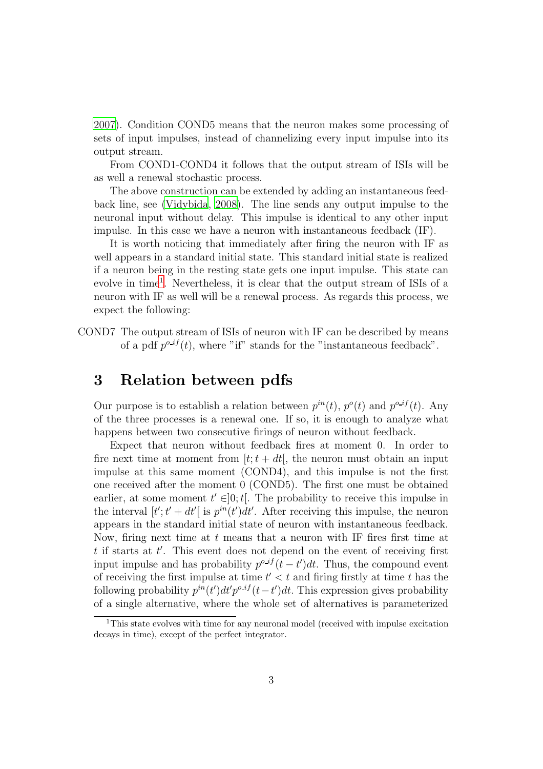2007). Condition COND5 means that the neuron makes some processing of sets of input impulses, instead of channelizing every input impulse into its output stream.

From COND1-COND4 it follows that the output stream of ISIs will be as well a renewal stochastic process.

The above construction can be extended by adding an instantaneous feedback line, see (Vidybida, 2008). The line sends any output impulse to the neuronal input without delay. This impulse is identical to any other input impulse. In this case we have a neuron with instantaneous feedback (IF).

It is worth noticing that immediately after firing the neuron with IF as well appears in a standard initial state. This standard initial state is realized if a neuron being in the resting state gets one input impulse. This state can evolve in time[1]. Nevertheless, it is clear that the output stream of ISIs of a neuron with IF as well will be a renewal process. As regards this process, we expect the following:

COND7 The output stream of ISIs of neuron with IF can be described by means of a pdf $p^{o\_if}(t)$, where "if" stands for the "instantaneous feedback".

# 3 Relation between pdfs

Our purpose is to establish a relation between $p^{in}(t)$, $p^{o}(t)$ and $p^{o\_if}(t)$. Any of the three processes is a renewal one. If so, it is enough to analyze what happens between two consecutive firings of neuron without feedback.

Expect that neuron without feedback fires at moment 0. In order to fire next time at moment from $[t; t + dt[$, the neuron must obtain an input impulse at this same moment (COND4), and this impulse is not the first one received after the moment 0 (COND5). The first one must be obtained earlier, at some moment $t' \in ]0; t[$. The probability to receive this impulse in the interval $[t'; t' + dt'[$ is $p^{in}(t')dt'$. After receiving this impulse, the neuron appears in the standard initial state of neuron with instantaneous feedback. Now, firing next time at $t$ means that a neuron with IF fires first time at $t$ if starts at $t'$. This event does not depend on the event of receiving first input impulse and has probability $p^{o\_if}(t - t')dt$. Thus, the compound event of receiving the first impulse at time $t' < t$ and firing firstly at time $t$ has the following probability $p^{in}(t')dt'p^{o\_if}(t-t')dt$. This expression gives probability of a single alternative, where the whole set of alternatives is parameterized

[1] This state evolves with time for any neuronal model (received with impulse excitation decays in time), except of the perfect integrator.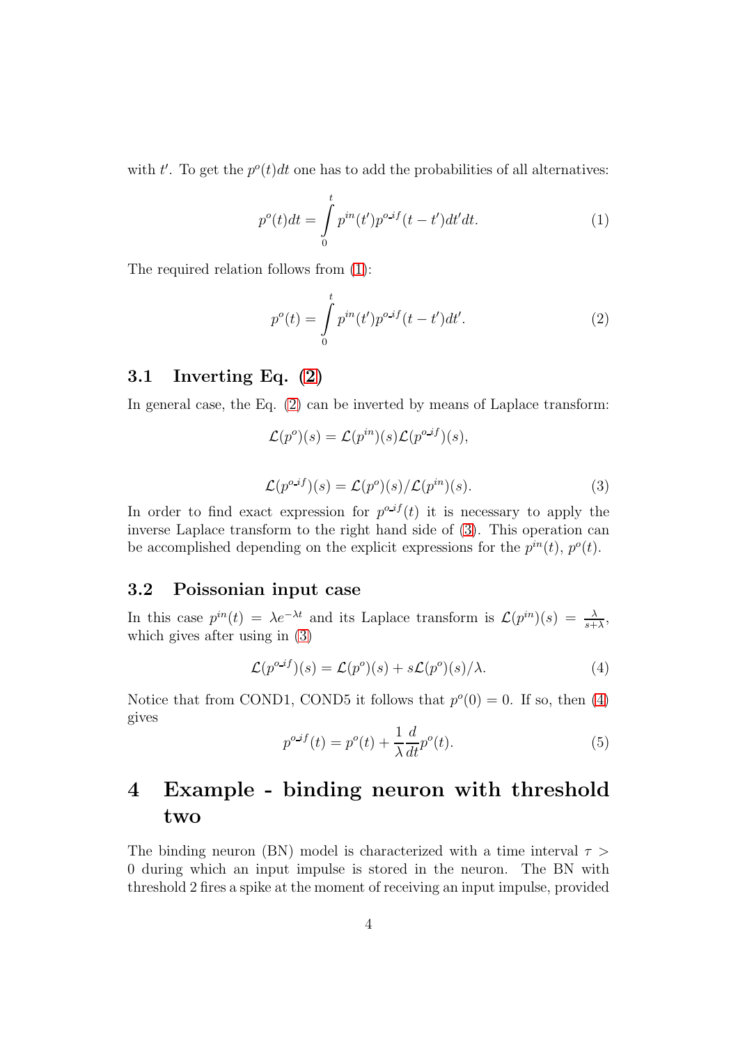with $t'$. To get the $p^o(t)dt$ one has to add the probabilities of all alternatives:

$$p^o(t)dt = \int_0^t p^{in}(t')p^{o\_if}(t-t')dt'dt. \tag{1}$$

The required relation follows from (1):

$$p^o(t) = \int_0^t p^{in}(t')p^{o\_if}(t-t')dt'. \tag{2}$$

### 3.1 Inverting Eq. (2)

In general case, the Eq. (2) can be inverted by means of Laplace transform:

$$\mathcal{L}(p^o)(s) = \mathcal{L}(p^{in})(s)\mathcal{L}(p^{o\_if})(s),$$

$$\mathcal{L}(p^{o\_if})(s) = \mathcal{L}(p^o)(s)/\mathcal{L}(p^{in})(s). \tag{3}$$

In order to find exact expression for $p^{o\_if}(t)$ it is necessary to apply the inverse Laplace transform to the right hand side of (3). This operation can be accomplished depending on the explicit expressions for the $p^{in}(t)$, $p^o(t)$.

### 3.2 Poissonian input case

In this case $p^{in}(t) = \lambda e^{-\lambda t}$ and its Laplace transform is $\mathcal{L}(p^{in})(s) = \frac{\lambda}{s+\lambda}$, which gives after using in (3)

$$\mathcal{L}(p^{o\_if})(s) = \mathcal{L}(p^o)(s) + s\mathcal{L}(p^o)(s)/\lambda. \tag{4}$$

Notice that from COND1, COND5 it follows that $p^o(0) = 0$. If so, then (4) gives

$$p^{o\_if}(t) = p^o(t) + \frac{1}{\lambda}\frac{d}{dt}p^o(t). \tag{5}$$

## 4 Example - binding neuron with threshold two

The binding neuron (BN) model is characterized with a time interval $\tau > 0$ during which an input impulse is stored in the neuron. The BN with threshold 2 fires a spike at the moment of receiving an input impulse, provided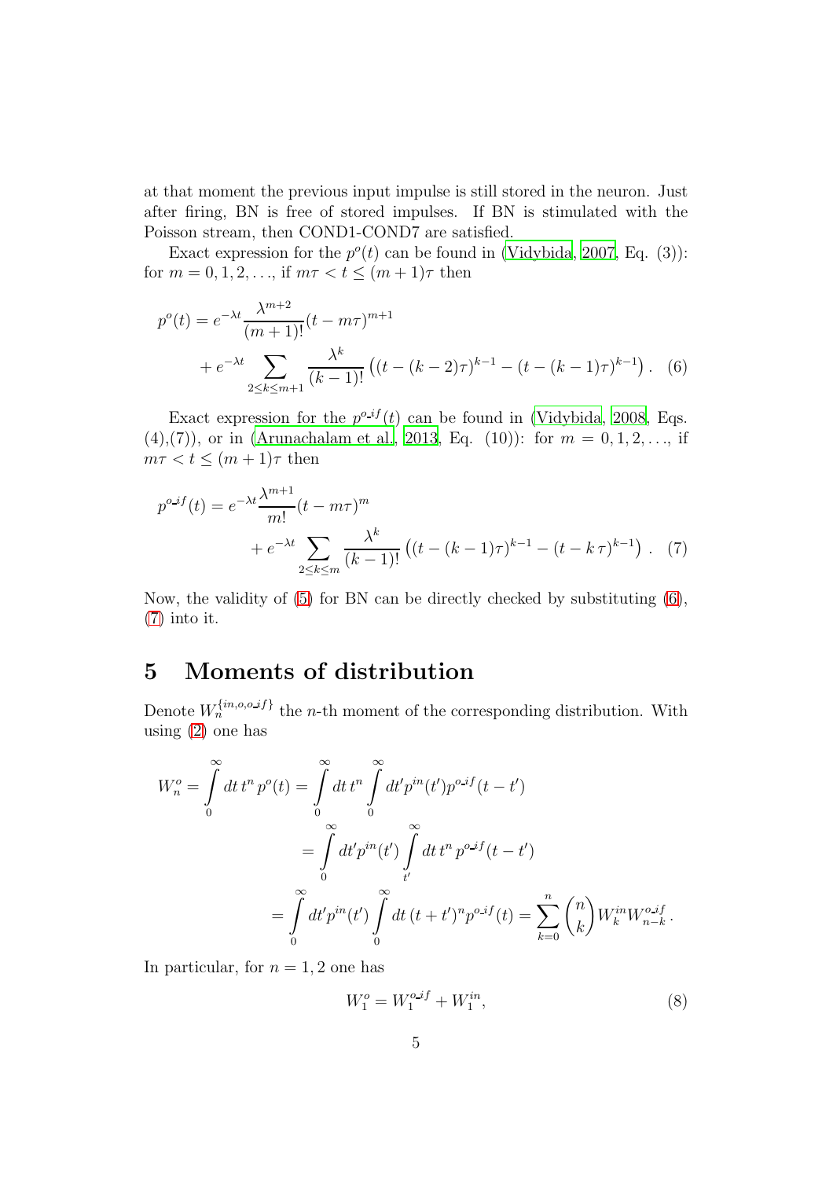at that moment the previous input impulse is still stored in the neuron. Just after firing, BN is free of stored impulses. If BN is stimulated with the Poisson stream, then COND1-COND7 are satisfied.

Exact expression for the $p^o(t)$ can be found in (Vidybida, 2007, Eq. (3)): for $m = 0, 1, 2, \ldots$, if $m\tau < t \le (m+1)\tau$ then

$$p^o(t) = e^{-\lambda t}\frac{\lambda^{m+2}}{(m+1)!}(t-m\tau)^{m+1} + e^{-\lambda t}\sum_{2\le k\le m+1}\frac{\lambda^k}{(k-1)!}\left((t-(k-2)\tau)^{k-1} - (t-(k-1)\tau)^{k-1}\right). \quad (6)$$

Exact expression for the $p^{o\_if}(t)$ can be found in (Vidybida, 2008, Eqs. (4),(7)), or in (Arunachalam et al., 2013, Eq. (10)): for $m = 0, 1, 2, \ldots$, if $m\tau < t \le (m+1)\tau$ then

$$p^{o\_if}(t) = e^{-\lambda t}\frac{\lambda^{m+1}}{m!}(t-m\tau)^{m} + e^{-\lambda t}\sum_{2\le k\le m}\frac{\lambda^k}{(k-1)!}\left((t-(k-1)\tau)^{k-1} - (t-k\,\tau)^{k-1}\right). \quad (7)$$

Now, the validity of (5) for BN can be directly checked by substituting (6), (7) into it.

## 5 Moments of distribution

Denote $W_n^{\{in,o,o\_if\}}$ the $n$-th moment of the corresponding distribution. With using (2) one has

$$\begin{aligned} W_n^o = \int_0^\infty dt\, t^n\, p^o(t) &= \int_0^\infty dt\, t^n \int_0^\infty dt' p^{in}(t') p^{o\_if}(t-t') \\ &= \int_0^\infty dt' p^{in}(t') \int_{t'}^\infty dt\, t^n\, p^{o\_if}(t-t') \\ &= \int_0^\infty dt' p^{in}(t') \int_0^\infty dt\,(t+t')^n p^{o\_if}(t) = \sum_{k=0}^{n}\binom{n}{k} W_k^{in} W_{n-k}^{o\_if}. \end{aligned}$$

In particular, for $n = 1, 2$ one has

$$W_1^o = W_1^{o\_if} + W_1^{in}, \quad (8)$$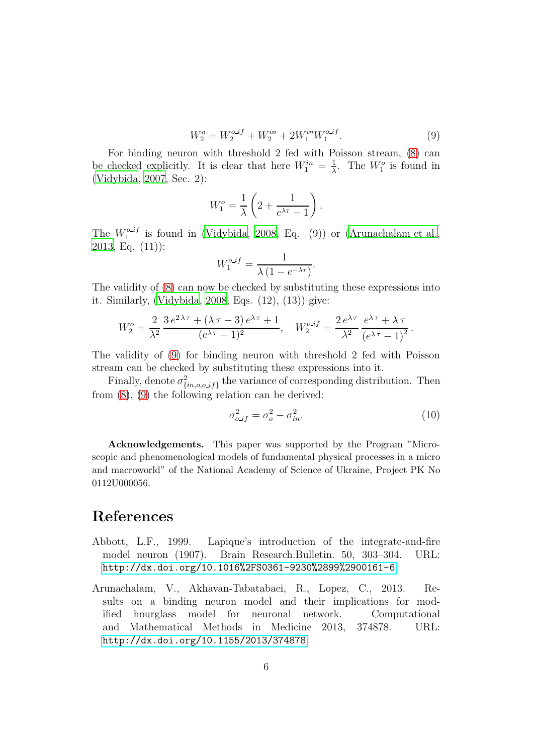$$W_2^o = W_2^{o\_if} + W_2^{in} + 2W_1^{in}W_1^{o\_if}. \tag{9}$$

For binding neuron with threshold 2 fed with Poisson stream, (8) can be checked explicitly. It is clear that here $W_1^{in} = \frac{1}{\lambda}$. The $W_1^o$ is found in (Vidybida, 2007, Sec. 2):

$$W_1^o = \frac{1}{\lambda}\left(2 + \frac{1}{e^{\lambda\tau} - 1}\right).$$

The $W_1^{o\_if}$ is found in (Vidybida, 2008, Eq. (9)) or (Arunachalam et al., 2013, Eq. (11)):

$$W_1^{o\_if} = \frac{1}{\lambda\,(1 - e^{-\lambda\tau})}.$$

The validity of (8) can now be checked by substituting these expressions into it. Similarly, (Vidybida, 2008, Eqs. (12), (13)) give:

$$W_2^o = \frac{2}{\lambda^2}\,\frac{3\,e^{2\lambda\tau} + (\lambda\,\tau - 3)\,e^{\lambda\tau} + 1}{(e^{\lambda\tau} - 1)^2}, \quad W_2^{o\_if} = \frac{2\,e^{\lambda\tau}}{\lambda^2}\,\frac{e^{\lambda\tau} + \lambda\,\tau}{\left(e^{\lambda\tau} - 1\right)^2}.$$

The validity of (9) for binding neuron with threshold 2 fed with Poisson stream can be checked by substituting these expressions into it.

Finally, denote $\sigma^2_{\{in,o,o\_if\}}$ the variance of corresponding distribution. Then from (8), (9) the following relation can be derived:

$$\sigma^2_{o\_if} = \sigma^2_o - \sigma^2_{in}. \tag{10}$$

**Acknowledgements.** This paper was supported by the Program "Microscopic and phenomenological models of fundamental physical processes in a micro and macroworld" of the National Academy of Science of Ukraine, Project PK No 0112U000056.

# References

Abbott, L.F., 1999. Lapique's introduction of the integrate-and-fire model neuron (1907). Brain Research.Bulletin. 50, 303–304. URL: http://dx.doi.org/10.1016%2FS0361-9230%2899%2900161-6.

Arunachalam, V., Akhavan-Tabatabaei, R., Lopez, C., 2013. Results on a binding neuron model and their implications for modified hourglass model for neuronal network. Computational and Mathematical Methods in Medicine 2013, 374878. URL: http://dx.doi.org/10.1155/2013/374878.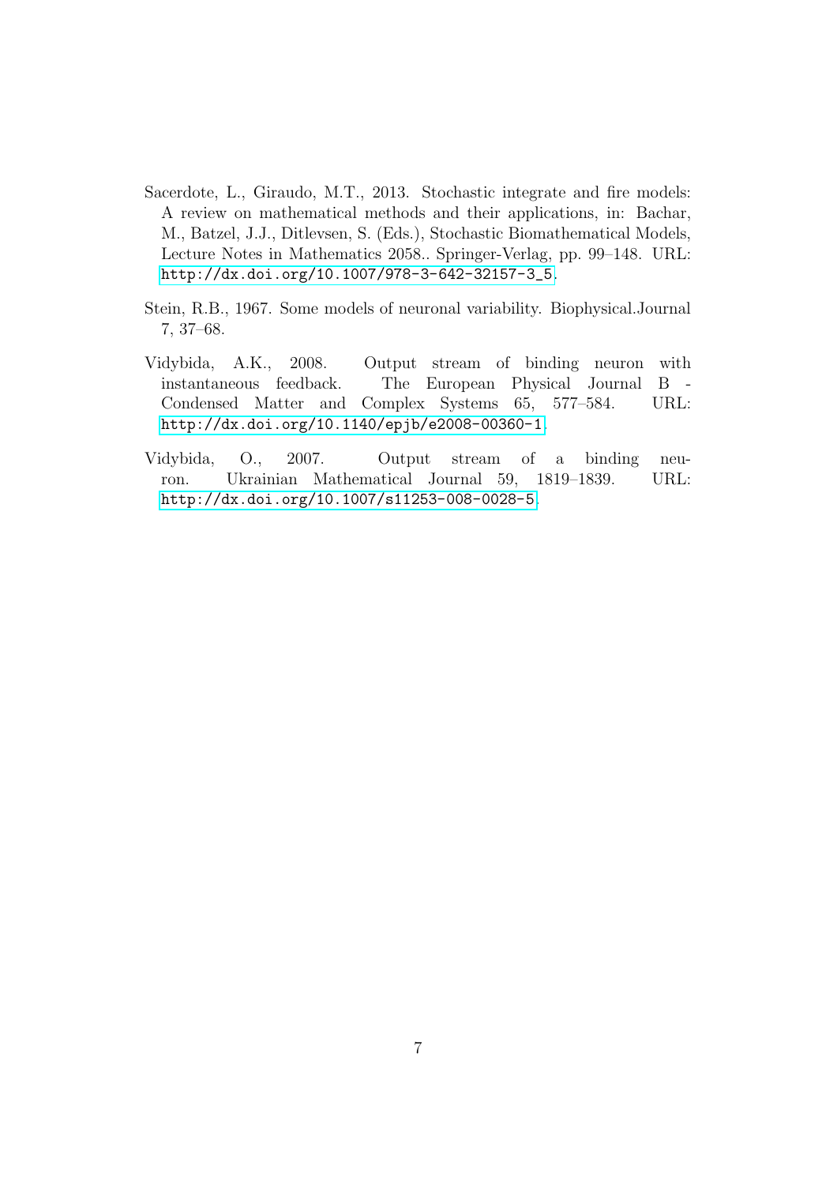Sacerdote, L., Giraudo, M.T., 2013. Stochastic integrate and fire models: A review on mathematical methods and their applications, in: Bachar, M., Batzel, J.J., Ditlevsen, S. (Eds.), Stochastic Biomathematical Models, Lecture Notes in Mathematics 2058.. Springer-Verlag, pp. 99–148. URL: http://dx.doi.org/10.1007/978-3-642-32157-3_5.

Stein, R.B., 1967. Some models of neuronal variability. Biophysical.Journal 7, 37–68.

Vidybida, A.K., 2008. Output stream of binding neuron with instantaneous feedback. The European Physical Journal B - Condensed Matter and Complex Systems 65, 577–584. URL: http://dx.doi.org/10.1140/epjb/e2008-00360-1.

Vidybida, O., 2007. Output stream of a binding neuron. Ukrainian Mathematical Journal 59, 1819–1839. URL: http://dx.doi.org/10.1007/s11253-008-0028-5.